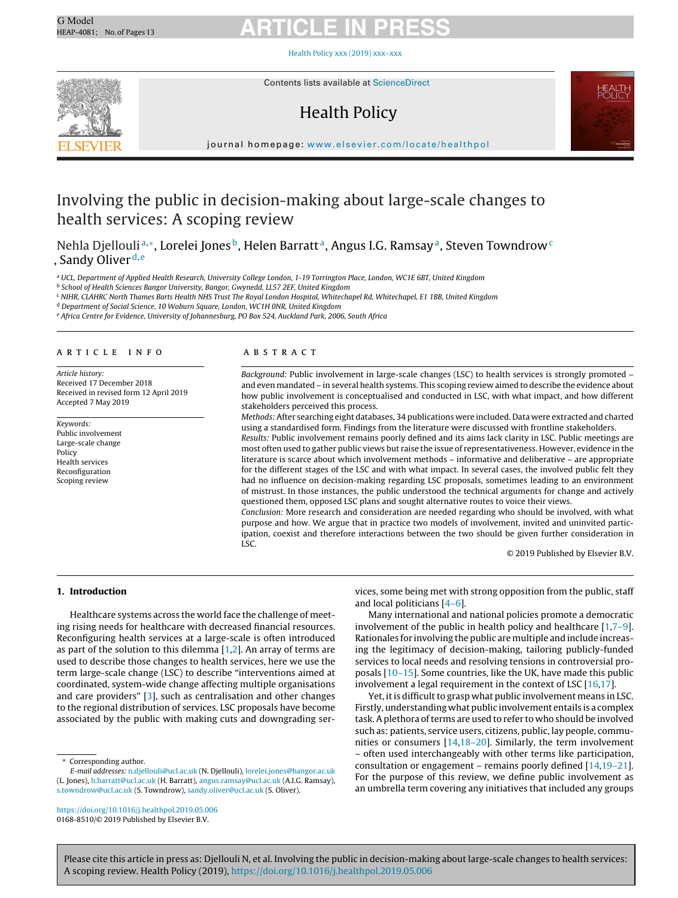# Involving the public in decision-making about large-scale changes to health services: A scoping review

Nehla Djellouli [a,*], Lorelei Jones [b], Helen Barratt [a], Angus I.G. Ramsay [a], Steven Towndrow [c], Sandy Oliver [d,e]

[a] UCL, Department of Applied Health Research, University College London, 1-19 Torrington Place, London, WC1E 6BT, United Kingdom
[b] School of Health Sciences Bangor University, Bangor, Gwynedd, LL57 2EF, United Kingdom
[c] NIHR, CLAHRC North Thames Barts Health NHS Trust The Royal London Hospital, Whitechapel Rd, Whitechapel, E1 1BB, United Kingdom
[d] Department of Social Science, 10 Woburn Square, London, WC1H 0NR, United Kingdom
[e] Africa Centre for Evidence, University of Johannesburg, PO Box 524, Auckland Park, 2006, South Africa

## ARTICLE INFO

*Article history:*
Received 17 December 2018
Received in revised form 12 April 2019
Accepted 7 May 2019

*Keywords:*
Public involvement
Large-scale change
Policy
Health services
Reconfiguration
Scoping review

## ABSTRACT

*Background:* Public involvement in large-scale changes (LSC) to health services is strongly promoted – and even mandated – in several health systems. This scoping review aimed to describe the evidence about how public involvement is conceptualised and conducted in LSC, with what impact, and how different stakeholders perceived this process.

*Methods:* After searching eight databases, 34 publications were included. Data were extracted and charted using a standardised form. Findings from the literature were discussed with frontline stakeholders.

*Results:* Public involvement remains poorly defined and its aims lack clarity in LSC. Public meetings are most often used to gather public views but raise the issue of representativeness. However, evidence in the literature is scarce about which involvement methods – informative and deliberative – are appropriate for the different stages of the LSC and with what impact. In several cases, the involved public felt they had no influence on decision-making regarding LSC proposals, sometimes leading to an environment of mistrust. In those instances, the public understood the technical arguments for change and actively questioned them, opposed LSC plans and sought alternative routes to voice their views.

*Conclusion:* More research and consideration are needed regarding who should be involved, with what purpose and how. We argue that in practice two models of involvement, invited and uninvited participation, coexist and therefore interactions between the two should be given further consideration in LSC.

© 2019 Published by Elsevier B.V.

## 1. Introduction

Healthcare systems across the world face the challenge of meeting rising needs for healthcare with decreased financial resources. Reconfiguring health services at a large-scale is often introduced as part of the solution to this dilemma [1,2]. An array of terms are used to describe those changes to health services, here we use the term large-scale change (LSC) to describe "interventions aimed at coordinated, system-wide change affecting multiple organisations and care providers" [3], such as centralisation and other changes to the regional distribution of services. LSC proposals have become associated by the public with making cuts and downgrading services, some being met with strong opposition from the public, staff and local politicians [4–6].

Many international and national policies promote a democratic involvement of the public in health policy and healthcare [1,7–9]. Rationales for involving the public are multiple and include increasing the legitimacy of decision-making, tailoring publicly-funded services to local needs and resolving tensions in controversial proposals [10–15]. Some countries, like the UK, have made this public involvement a legal requirement in the context of LSC [16,17].

Yet, it is difficult to grasp what public involvement means in LSC. Firstly, understanding what public involvement entails is a complex task. A plethora of terms are used to refer to who should be involved such as: patients, service users, citizens, public, lay people, communities or consumers [14,18–20]. Similarly, the term involvement – often used interchangeably with other terms like participation, consultation or engagement – remains poorly defined [14,19–21]. For the purpose of this review, we define public involvement as an umbrella term covering any initiatives that included any groups

* Corresponding author.
*E-mail addresses:* n.djellouli@ucl.ac.uk (N. Djellouli), lorelei.jones@bangor.ac.uk (L. Jones), h.barratt@ucl.ac.uk (H. Barratt), angus.ramsay@ucl.ac.uk (A.I.G. Ramsay), s.towndrow@ucl.ac.uk (S. Towndrow), sandy.oliver@ucl.ac.uk (S. Oliver).

https://doi.org/10.1016/j.healthpol.2019.05.006
0168-8510/© 2019 Published by Elsevier B.V.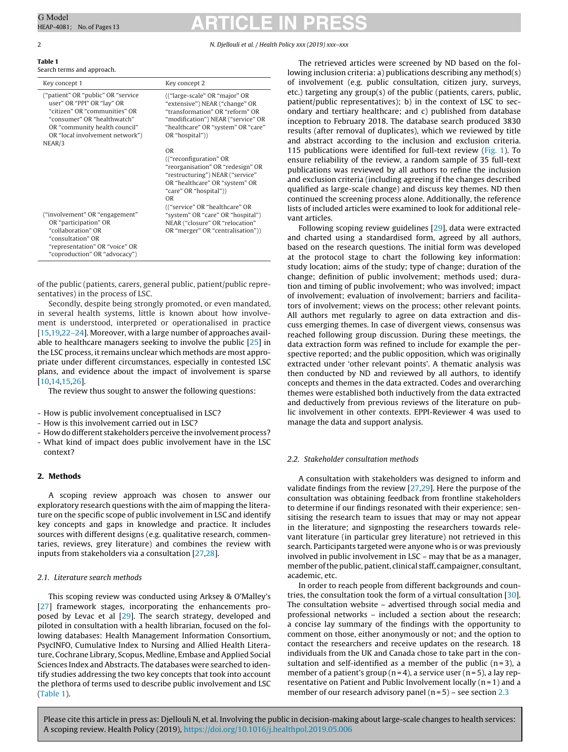**Table 1**
Search terms and approach.

| Key concept 1 | Key concept 2 |
|---|---|
| ("patient" OR "public" OR "service user" OR "PPI" OR "lay" OR "citizen" OR "communities" OR "consumer" OR "healthwatch" OR "community health council" OR "local involvement network") NEAR/3 | (("large-scale" OR "major" OR "extensive") NEAR ("change" OR "transformation" OR "reform" OR "modification") NEAR ("service" OR "healthcare" OR "system" OR "care" OR "hospital")) |
| | OR (("reconfiguration" OR "reorganisation" OR "redesign" OR "restructuring") NEAR ("service" OR "healthcare" OR "system" OR "care" OR "hospital")) |
| ("involvement" OR "engagement" OR "participation" OR "collaboration" OR "consultation" OR "representation" OR "voice" OR "coproduction" OR "advocacy") | OR (("service" OR "healthcare" OR "system" OR "care" OR "hospital") NEAR ("closure" OR "relocation" OR "merger" OR "centralisation")) |

of the public (patients, carers, general public, patient/public representatives) in the process of LSC.

Secondly, despite being strongly promoted, or even mandated, in several health systems, little is known about how involvement is understood, interpreted or operationalised in practice [15,19,22–24]. Moreover, with a large number of approaches available to healthcare managers seeking to involve the public [25] in the LSC process, it remains unclear which methods are most appropriate under different circumstances, especially in contested LSC plans, and evidence about the impact of involvement is sparse [10,14,15,26].

The review thus sought to answer the following questions:

- How is public involvement conceptualised in LSC?
- How is this involvement carried out in LSC?
- How do different stakeholders perceive the involvement process?
- What kind of impact does public involvement have in the LSC context?

## 2. Methods

A scoping review approach was chosen to answer our exploratory research questions with the aim of mapping the literature on the specific scope of public involvement in LSC and identify key concepts and gaps in knowledge and practice. It includes sources with different designs (e.g. qualitative research, commentaries, reviews, grey literature) and combines the review with inputs from stakeholders via a consultation [27,28].

### 2.1. Literature search methods

This scoping review was conducted using Arksey & O'Malley's [27] framework stages, incorporating the enhancements proposed by Levac et al [29]. The search strategy, developed and piloted in consultation with a health librarian, focused on the following databases: Health Management Information Consortium, PsycINFO, Cumulative Index to Nursing and Allied Health Literature, Cochrane Library, Scopus, Medline, Embase and Applied Social Sciences Index and Abstracts. The databases were searched to identify studies addressing the two key concepts that took into account the plethora of terms used to describe public involvement and LSC (Table 1).

The retrieved articles were screened by ND based on the following inclusion criteria: a) publications describing any method(s) of involvement (e.g. public consultation, citizen jury, surveys, etc.) targeting any group(s) of the public (patients, carers, public, patient/public representatives); b) in the context of LSC to secondary and tertiary healthcare; and c) published from database inception to February 2018. The database search produced 3830 results (after removal of duplicates), which we reviewed by title and abstract according to the inclusion and exclusion criteria. 115 publications were identified for full-text review (Fig. 1). To ensure reliability of the review, a random sample of 35 full-text publications was reviewed by all authors to refine the inclusion and exclusion criteria (including agreeing if the changes described qualified as large-scale change) and discuss key themes. ND then continued the screening process alone. Additionally, the reference lists of included articles were examined to look for additional relevant articles.

Following scoping review guidelines [29], data were extracted and charted using a standardised form, agreed by all authors, based on the research questions. The initial form was developed at the protocol stage to chart the following key information: study location; aims of the study; type of change; duration of the change; definition of public involvement; methods used; duration and timing of public involvement; who was involved; impact of involvement; evaluation of involvement; barriers and facilitators of involvement; views on the process; other relevant points. All authors met regularly to agree on data extraction and discuss emerging themes. In case of divergent views, consensus was reached following group discussion. During these meetings, the data extraction form was refined to include for example the perspective reported; and the public opposition, which was originally extracted under 'other relevant points'. A thematic analysis was then conducted by ND and reviewed by all authors, to identify concepts and themes in the data extracted. Codes and overarching themes were established both inductively from the data extracted and deductively from previous reviews of the literature on public involvement in other contexts. EPPI-Reviewer 4 was used to manage the data and support analysis.

### 2.2. Stakeholder consultation methods

A consultation with stakeholders was designed to inform and validate findings from the review [27,29]. Here the purpose of the consultation was obtaining feedback from frontline stakeholders to determine if our findings resonated with their experience; sensitising the research team to issues that may or may not appear in the literature; and signposting the researchers towards relevant literature (in particular grey literature) not retrieved in this search. Participants targeted were anyone who is or was previously involved in public involvement in LSC – may that be as a manager, member of the public, patient, clinical staff, campaigner, consultant, academic, etc.

In order to reach people from different backgrounds and countries, the consultation took the form of a virtual consultation [30]. The consultation website – advertised through social media and professional networks – included a section about the research; a concise lay summary of the findings with the opportunity to comment on those, either anonymously or not; and the option to contact the researchers and receive updates on the research. 18 individuals from the UK and Canada chose to take part in the consultation and self-identified as a member of the public (n = 3), a member of a patient's group (n = 4), a service user (n = 5), a lay representative on Patient and Public Involvement locally (n = 1) and a member of our research advisory panel (n = 5) – see section 2.3

Please cite this article in press as: Djellouli N, et al. Involving the public in decision-making about large-scale changes to health services: A scoping review. Health Policy (2019), https://doi.org/10.1016/j.healthpol.2019.05.006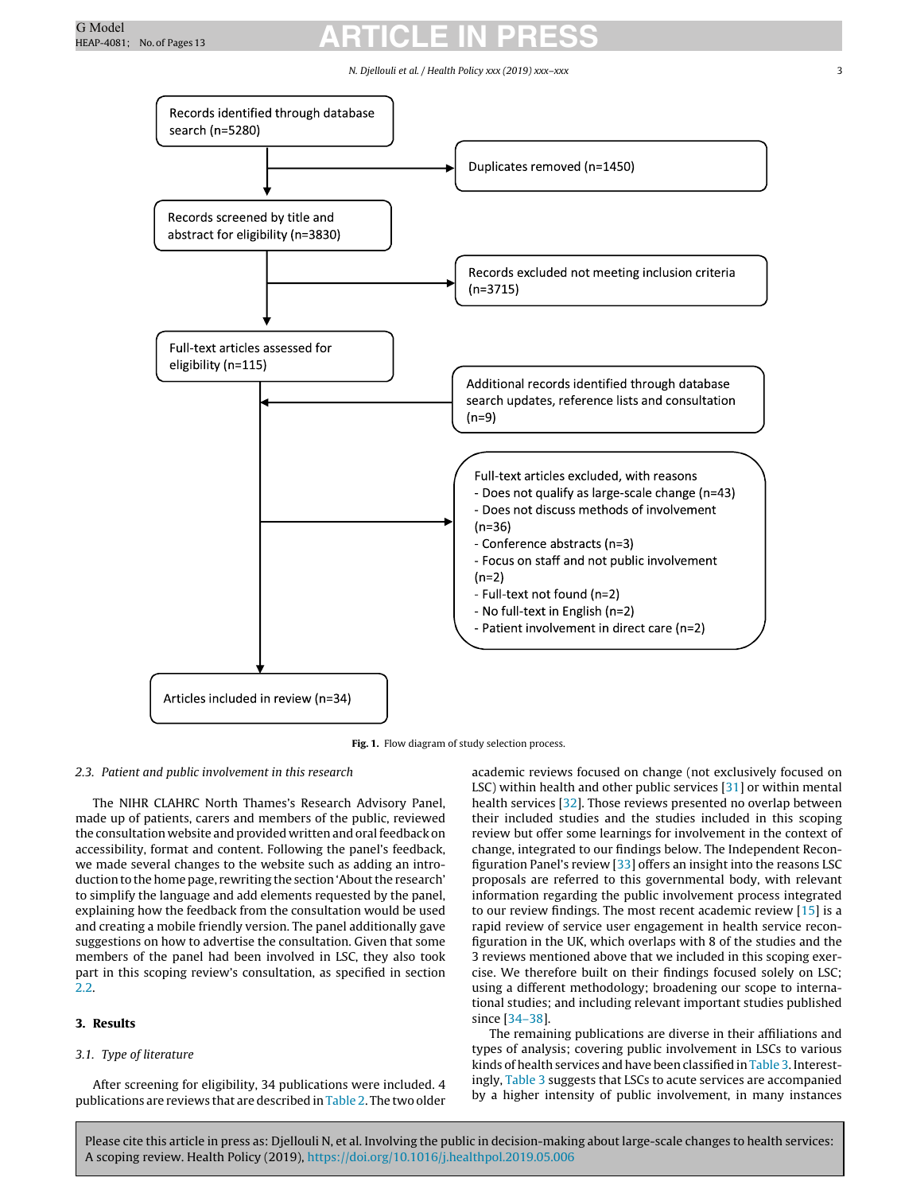Records identified through database search (n=5280)

Duplicates removed (n=1450)

Records screened by title and abstract for eligibility (n=3830)

Records excluded not meeting inclusion criteria (n=3715)

Full-text articles assessed for eligibility (n=115)

Additional records identified through database search updates, reference lists and consultation (n=9)

Full-text articles excluded, with reasons
- Does not qualify as large-scale change (n=43)
- Does not discuss methods of involvement (n=36)
- Conference abstracts (n=3)
- Focus on staff and not public involvement (n=2)
- Full-text not found (n=2)
- No full-text in English (n=2)
- Patient involvement in direct care (n=2)

Articles included in review (n=34)

**Fig. 1.** Flow diagram of study selection process.

### 2.3. Patient and public involvement in this research

The NIHR CLAHRC North Thames's Research Advisory Panel, made up of patients, carers and members of the public, reviewed the consultation website and provided written and oral feedback on accessibility, format and content. Following the panel's feedback, we made several changes to the website such as adding an introduction to the home page, rewriting the section 'About the research' to simplify the language and add elements requested by the panel, explaining how the feedback from the consultation would be used and creating a mobile friendly version. The panel additionally gave suggestions on how to advertise the consultation. Given that some members of the panel had been involved in LSC, they also took part in this scoping review's consultation, as specified in section 2.2.

## 3. Results

### 3.1. Type of literature

After screening for eligibility, 34 publications were included. 4 publications are reviews that are described in Table 2. The two older academic reviews focused on change (not exclusively focused on LSC) within health and other public services [31] or within mental health services [32]. Those reviews presented no overlap between their included studies and the studies included in this scoping review but offer some learnings for involvement in the context of change, integrated to our findings below. The Independent Reconfiguration Panel's review [33] offers an insight into the reasons LSC proposals are referred to this governmental body, with relevant information regarding the public involvement process integrated to our review findings. The most recent academic review [15] is a rapid review of service user engagement in health service reconfiguration in the UK, which overlaps with 8 of the studies and the 3 reviews mentioned above that we included in this scoping exercise. We therefore built on their findings focused solely on LSC; using a different methodology; broadening our scope to international studies; and including relevant important studies published since [34–38].

The remaining publications are diverse in their affiliations and types of analysis; covering public involvement in LSCs to various kinds of health services and have been classified in Table 3. Interestingly, Table 3 suggests that LSCs to acute services are accompanied by a higher intensity of public involvement, in many instances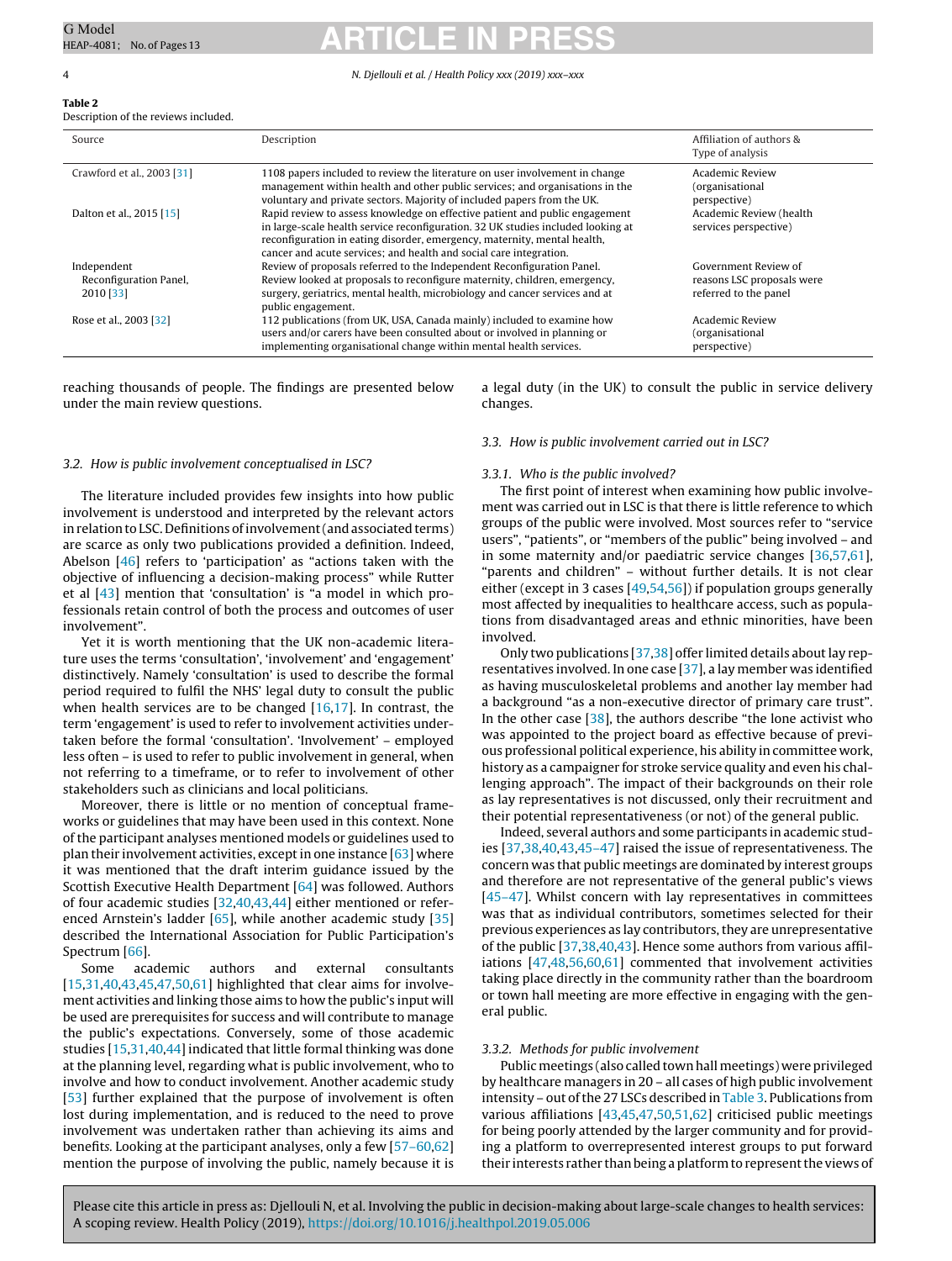**Table 2**
Description of the reviews included.

| Source | Description | Affiliation of authors & Type of analysis |
|---|---|---|
| Crawford et al., 2003 [31] | 1108 papers included to review the literature on user involvement in change management within health and other public services; and organisations in the voluntary and private sectors. Majority of included papers from the UK. | Academic Review (organisational perspective) |
| Dalton et al., 2015 [15] | Rapid review to assess knowledge on effective patient and public engagement in large-scale health service reconfiguration. 32 UK studies included looking at reconfiguration in eating disorder, emergency, maternity, mental health, cancer and acute services; and health and social care integration. | Academic Review (health services perspective) |
| Independent Reconfiguration Panel, 2010 [33] | Review of proposals referred to the Independent Reconfiguration Panel. Review looked at proposals to reconfigure maternity, children, emergency, surgery, geriatrics, mental health, microbiology and cancer services and at public engagement. | Government Review of reasons LSC proposals were referred to the panel |
| Rose et al., 2003 [32] | 112 publications (from UK, USA, Canada mainly) included to examine how users and/or carers have been consulted about or involved in planning or implementing organisational change within mental health services. | Academic Review (organisational perspective) |

reaching thousands of people. The findings are presented below under the main review questions.

### 3.2. How is public involvement conceptualised in LSC?

The literature included provides few insights into how public involvement is understood and interpreted by the relevant actors in relation to LSC. Definitions of involvement (and associated terms) are scarce as only two publications provided a definition. Indeed, Abelson [46] refers to 'participation' as "actions taken with the objective of influencing a decision-making process" while Rutter et al [43] mention that 'consultation' is "a model in which professionals retain control of both the process and outcomes of user involvement".

Yet it is worth mentioning that the UK non-academic literature uses the terms 'consultation', 'involvement' and 'engagement' distinctively. Namely 'consultation' is used to describe the formal period required to fulfil the NHS' legal duty to consult the public when health services are to be changed [16,17]. In contrast, the term 'engagement' is used to refer to involvement activities undertaken before the formal 'consultation'. 'Involvement' – employed less often – is used to refer to public involvement in general, when not referring to a timeframe, or to refer to involvement of other stakeholders such as clinicians and local politicians.

Moreover, there is little or no mention of conceptual frameworks or guidelines that may have been used in this context. None of the participant analyses mentioned models or guidelines used to plan their involvement activities, except in one instance [63] where it was mentioned that the draft interim guidance issued by the Scottish Executive Health Department [64] was followed. Authors of four academic studies [32,40,43,44] either mentioned or referenced Arnstein's ladder [65], while another academic study [35] described the International Association for Public Participation's Spectrum [66].

Some academic authors and external consultants [15,31,40,43,45,47,50,61] highlighted that clear aims for involvement activities and linking those aims to how the public's input will be used are prerequisites for success and will contribute to manage the public's expectations. Conversely, some of those academic studies [15,31,40,44] indicated that little formal thinking was done at the planning level, regarding what is public involvement, who to involve and how to conduct involvement. Another academic study [53] further explained that the purpose of involvement is often lost during implementation, and is reduced to the need to prove involvement was undertaken rather than achieving its aims and benefits. Looking at the participant analyses, only a few [57–60,62] mention the purpose of involving the public, namely because it is a legal duty (in the UK) to consult the public in service delivery changes.

### 3.3. How is public involvement carried out in LSC?

#### 3.3.1. Who is the public involved?

The first point of interest when examining how public involvement was carried out in LSC is that there is little reference to which groups of the public were involved. Most sources refer to "service users", "patients", or "members of the public" being involved – and in some maternity and/or paediatric service changes [36,57,61], "parents and children" – without further details. It is not clear either (except in 3 cases [49,54,56]) if population groups generally most affected by inequalities to healthcare access, such as populations from disadvantaged areas and ethnic minorities, have been involved.

Only two publications [37,38] offer limited details about lay representatives involved. In one case [37], a lay member was identified as having musculoskeletal problems and another lay member had a background "as a non-executive director of primary care trust". In the other case [38], the authors describe "the lone activist who was appointed to the project board as effective because of previous professional political experience, his ability in committee work, history as a campaigner for stroke service quality and even his challenging approach". The impact of their backgrounds on their role as lay representatives is not discussed, only their recruitment and their potential representativeness (or not) of the general public.

Indeed, several authors and some participants in academic studies [37,38,40,43,45–47] raised the issue of representativeness. The concern was that public meetings are dominated by interest groups and therefore are not representative of the general public's views [45–47]. Whilst concern with lay representatives in committees was that as individual contributors, sometimes selected for their previous experiences as lay contributors, they are unrepresentative of the public [37,38,40,43]. Hence some authors from various affiliations [47,48,56,60,61] commented that involvement activities taking place directly in the community rather than the boardroom or town hall meeting are more effective in engaging with the general public.

#### 3.3.2. Methods for public involvement

Public meetings (also called town hall meetings) were privileged by healthcare managers in 20 – all cases of high public involvement intensity – out of the 27 LSCs described in Table 3. Publications from various affiliations [43,45,47,50,51,62] criticised public meetings for being poorly attended by the larger community and for providing a platform to overrepresented interest groups to put forward their interests rather than being a platform to represent the views of

Please cite this article in press as: Djellouli N, et al. Involving the public in decision-making about large-scale changes to health services: A scoping review. Health Policy (2019), https://doi.org/10.1016/j.healthpol.2019.05.006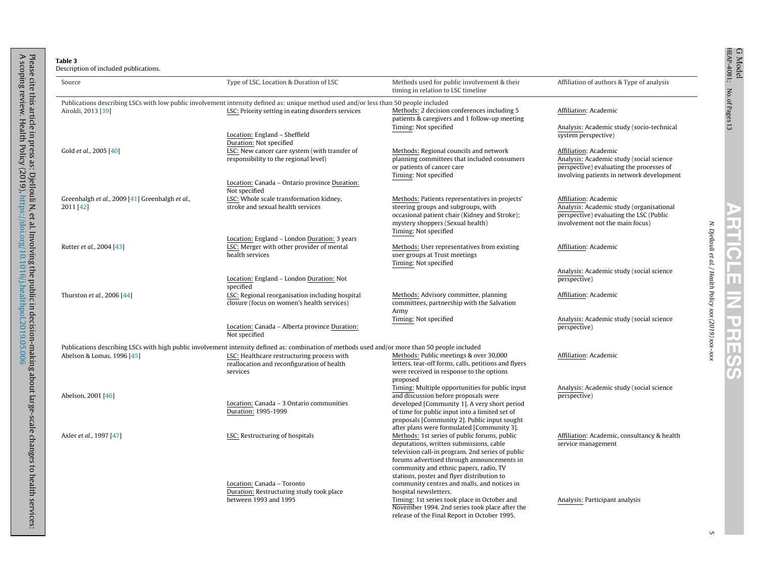**Table 3**
Description of included publications.

| Source | Type of LSC, Location & Duration of LSC | Methods used for public involvement & their timing in relation to LSC timeline | Affiliation of authors & Type of analysis |
|---|---|---|---|
| Publications describing LSCs with low public involvement intensity defined as: unique method used and/or less than 50 people included | | | |
| Airoldi, 2013 [39] | LSC: Priority setting in eating disorders services<br>Location: England – Sheffield<br>Duration: Not specified | Methods: 2 decision conferences including 5 patients & caregivers and 1 follow-up meeting<br>Timing: Not specified | Affiliation: Academic<br>Analysis: Academic study (socio-technical system perspective) |
| Gold *et al.*, 2005 [40] | LSC: New cancer care system (with transfer of responsibility to the regional level)<br>Location: Canada – Ontario province Duration: Not specified | Methods: Regional councils and network planning committees that included consumers or patients of cancer care<br>Timing: Not specified | Affiliation: Academic<br>Analysis: Academic study (social science perspective) evaluating the processes of involving patients in network development |
| Greenhalgh *et al.*, 2009 [41] Greenhalgh *et al.*, 2011 [42] | LSC: Whole scale transformation kidney, stroke and sexual health services<br>Location: England – London Duration: 3 years | Methods: Patients representatives in projects' steering groups and subgroups, with occasional patient chair (Kidney and Stroke); mystery shoppers (Sexual health)<br>Timing: Not specified | Affiliation: Academic<br>Analysis: Academic study (organisational perspective) evaluating the LSC (Public involvement not the main focus) |
| Rutter *et al.*, 2004 [43] | LSC: Merger with other provider of mental health services<br>Location: England – London Duration: Not specified | Methods: User representatives from existing user groups at Trust meetings<br>Timing: Not specified | Affiliation: Academic<br>Analysis: Academic study (social science perspective) |
| Thurston *et al.*, 2006 [44] | LSC: Regional reorganisation including hospital closure (focus on women's health services)<br>Location: Canada – Alberta province Duration: Not specified | Methods: Advisory committee, planning committees, partnership with the Salvation Army<br>Timing: Not specified | Affiliation: Academic<br>Analysis: Academic study (social science perspective) |
| Publications describing LSCs with high public involvement intensity defined as: combination of methods used and/or more than 50 people included | | | |
| Abelson & Lomas, 1996 [45]<br>Abelson, 2001 [46] | LSC: Healthcare restructuring process with reallocation and reconfiguration of health services<br>Location: Canada – 3 Ontario communities<br>Duration: 1995-1999 | Methods: Public meetings & over 30,000 letters, tear-off forms, calls, petitions and flyers were received in response to the options proposed<br>Timing: Multiple opportunities for public input and discussion before proposals were developed [Community 1]. A very short period of time for public input into a limited set of proposals [Community 2]. Public input sought after plans were formulated [Community 3]. | Affiliation: Academic<br>Analysis: Academic study (social science perspective) |
| Axler *et al.*, 1997 [47] | LSC: Restructuring of hospitals<br>Location: Canada – Toronto<br>Duration: Restructuring study took place between 1993 and 1995 | Methods: 1st series of public forums, public deputations, written submissions, cable television call-in program. 2nd series of public forums advertised through announcements in community and ethnic papers, radio, TV stations, poster and flyer distribution to community centres and malls, and notices in hospital newsletters.<br>Timing: 1st series took place in October and November 1994. 2nd series took place after the release of the Final Report in October 1995. | Affiliation: Academic, consultancy & health service management<br>Analysis: Participant analysis |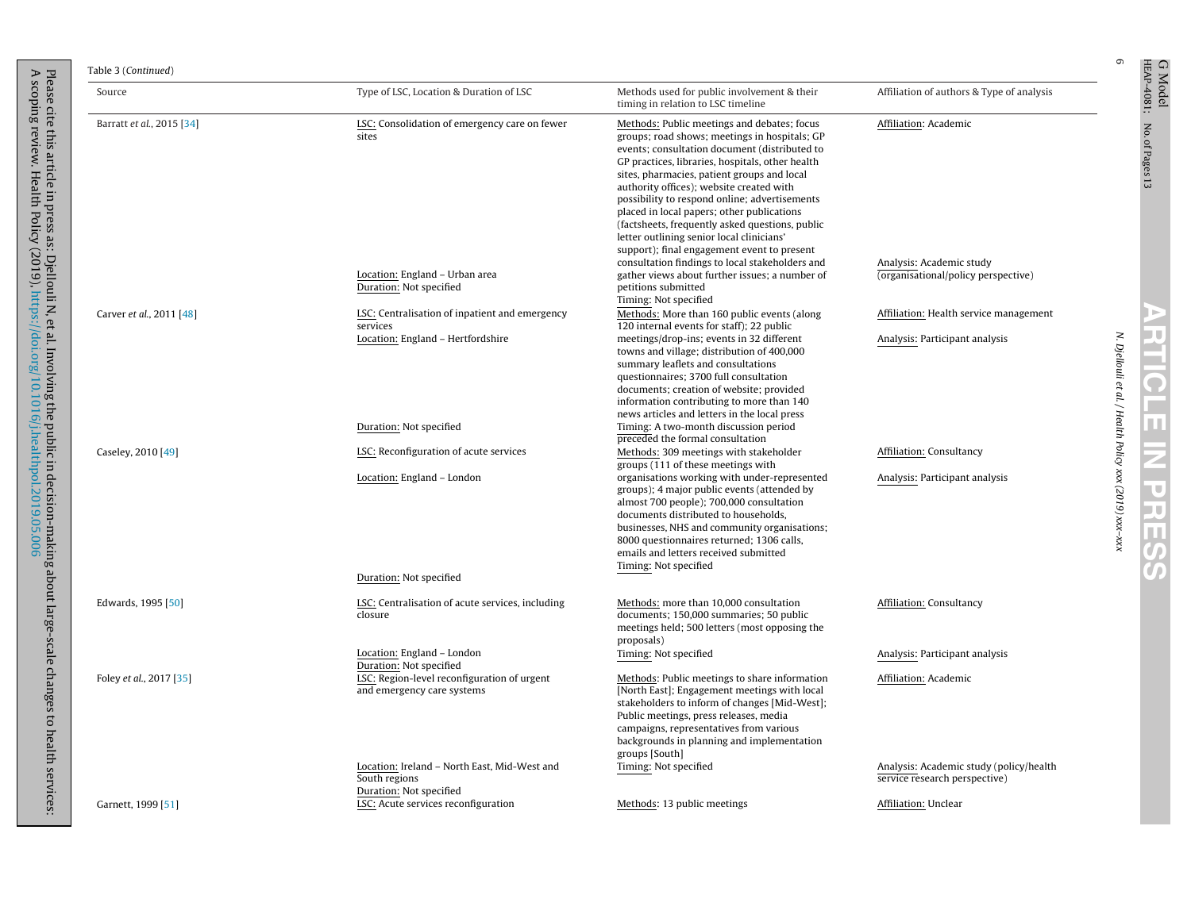Table 3 (*Continued*)

| Source | Type of LSC, Location & Duration of LSC | Methods used for public involvement & their timing in relation to LSC timeline | Affiliation of authors & Type of analysis |
|---|---|---|---|
| Barratt *et al.*, 2015 [34] | LSC: Consolidation of emergency care on fewer sites<br>Location: England – Urban area<br>Duration: Not specified | Methods: Public meetings and debates; focus groups; road shows; meetings in hospitals; GP events; consultation document (distributed to GP practices, libraries, hospitals, other health sites, pharmacies, patient groups and local authority offices); website created with possibility to respond online; advertisements placed in local papers; other publications (factsheets, frequently asked questions, public letter outlining senior local clinicians' support); final engagement event to present consultation findings to local stakeholders and gather views about further issues; a number of petitions submitted<br>Timing: Not specified | Affiliation: Academic<br>Analysis: Academic study (organisational/policy perspective) |
| Carver *et al.*, 2011 [48] | LSC: Centralisation of inpatient and emergency services<br>Location: England – Hertfordshire<br>Duration: Not specified | Methods: More than 160 public events (along 120 internal events for staff); 22 public meetings/drop-ins; events in 32 different towns and village; distribution of 400,000 summary leaflets and consultations questionnaires; 3700 full consultation documents; creation of website; provided information contributing to more than 140 news articles and letters in the local press<br>Timing: A two-month discussion period preceded the formal consultation | Affiliation: Health service management<br>Analysis: Participant analysis |
| Caseley, 2010 [49] | LSC: Reconfiguration of acute services<br>Location: England – London<br>Duration: Not specified | Methods: 309 meetings with stakeholder groups (111 of these meetings with organisations working with under-represented groups); 4 major public events (attended by almost 700 people); 700,000 consultation documents distributed to households, businesses, NHS and community organisations; 8000 questionnaires returned; 1306 calls, emails and letters received submitted<br>Timing: Not specified | Affiliation: Consultancy<br>Analysis: Participant analysis |
| Edwards, 1995 [50] | LSC: Centralisation of acute services, including closure<br>Location: England – London<br>Duration: Not specified | Methods: more than 10,000 consultation documents; 150,000 summaries; 50 public meetings held; 500 letters (most opposing the proposals)<br>Timing: Not specified | Affiliation: Consultancy<br>Analysis: Participant analysis |
| Foley *et al.*, 2017 [35] | LSC: Region-level reconfiguration of urgent and emergency care systems<br>Location: Ireland – North East, Mid-West and South regions<br>Duration: Not specified | Methods: Public meetings to share information [North East]; Engagement meetings with local stakeholders to inform of changes [Mid-West]; Public meetings, press releases, media campaigns, representatives from various backgrounds in planning and implementation groups [South]<br>Timing: Not specified | Affiliation: Academic<br>Analysis: Academic study (policy/health service research perspective) |
| Garnett, 1999 [51] | LSC: Acute services reconfiguration | Methods: 13 public meetings | Affiliation: Unclear |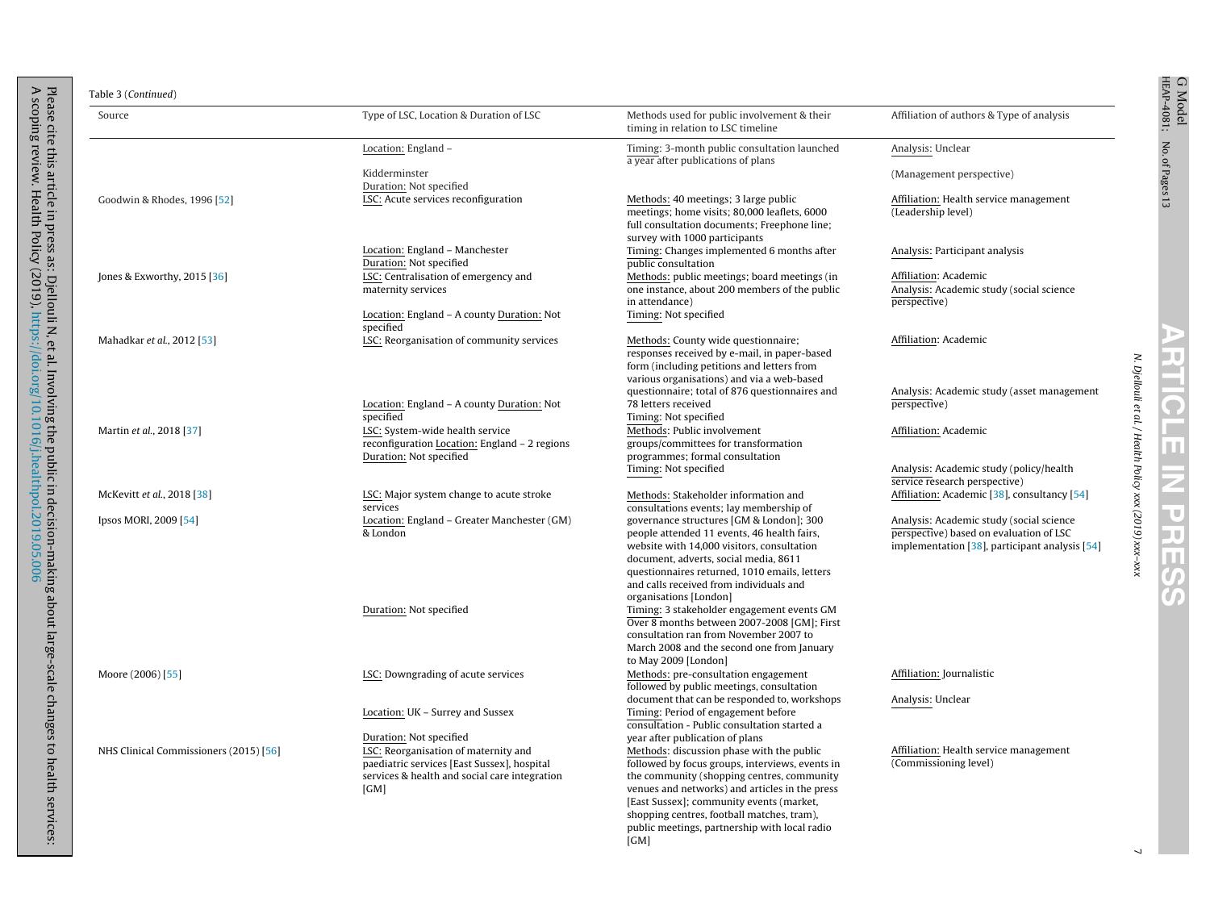Table 3 (*Continued*)

| Source | Type of LSC, Location & Duration of LSC | Methods used for public involvement & their timing in relation to LSC timeline | Affiliation of authors & Type of analysis |
|---|---|---|---|
| | Location: England – Kidderminster<br>Duration: Not specified | Timing: 3-month public consultation launched a year after publications of plans | Analysis: Unclear<br>(Management perspective) |
| Goodwin & Rhodes, 1996 [52] | LSC: Acute services reconfiguration<br>Location: England – Manchester<br>Duration: Not specified | Methods: 40 meetings; 3 large public meetings; home visits; 80,000 leaflets, 6000 full consultation documents; Freephone line; survey with 1000 participants<br>Timing: Changes implemented 6 months after public consultation | Affiliation: Health service management (Leadership level)<br>Analysis: Participant analysis |
| Jones & Exworthy, 2015 [36] | LSC: Centralisation of emergency and maternity services<br>Location: England – A county Duration: Not specified | Methods: public meetings; board meetings (in one instance, about 200 members of the public in attendance)<br>Timing: Not specified | Affiliation: Academic<br>Analysis: Academic study (social science perspective) |
| Mahadkar *et al.*, 2012 [53] | LSC: Reorganisation of community services<br>Location: England – A county Duration: Not specified | Methods: County wide questionnaire; responses received by e-mail, in paper-based form (including petitions and letters from various organisations) and via a web-based questionnaire; total of 876 questionnaires and 78 letters received<br>Timing: Not specified | Affiliation: Academic<br>Analysis: Academic study (asset management perspective) |
| Martin *et al.*, 2018 [37] | LSC: System-wide health service reconfiguration Location: England – 2 regions<br>Duration: Not specified | Methods: Public involvement groups/committees for transformation programmes; formal consultation<br>Timing: Not specified | Affiliation: Academic<br>Analysis: Academic study (policy/health service research perspective) |
| McKevitt *et al.*, 2018 [38]<br>Ipsos MORI, 2009 [54] | LSC: Major system change to acute stroke services<br>Location: England – Greater Manchester (GM) & London<br>Duration: Not specified | Methods: Stakeholder information and consultations events; lay membership of governance structures [GM & London]; 300 people attended 11 events, 46 health fairs, website with 14,000 visitors, consultation document, adverts, social media, 8611 questionnaires returned, 1010 emails, letters and calls received from individuals and organisations [London]<br>Timing: 3 stakeholder engagement events GM Over 8 months between 2007-2008 [GM]; First consultation ran from November 2007 to March 2008 and the second one from January to May 2009 [London] | Affiliation: Academic [38], consultancy [54]<br>Analysis: Academic study (social science perspective) based on evaluation of LSC implementation [38], participant analysis [54] |
| Moore (2006) [55] | LSC: Downgrading of acute services<br>Location: UK – Surrey and Sussex<br>Duration: Not specified | Methods: pre-consultation engagement followed by public meetings, consultation document that can be responded to, workshops<br>Timing: Period of engagement before consultation - Public consultation started a year after publication of plans | Affiliation: Journalistic<br>Analysis: Unclear |
| NHS Clinical Commissioners (2015) [56] | LSC: Reorganisation of maternity and paediatric services [East Sussex], hospital services & health and social care integration [GM] | Methods: discussion phase with the public followed by focus groups, interviews, events in the community (shopping centres, community venues and networks) and articles in the press [East Sussex]; community events (market, shopping centres, football matches, tram), public meetings, partnership with local radio [GM] | Affiliation: Health service management (Commissioning level) |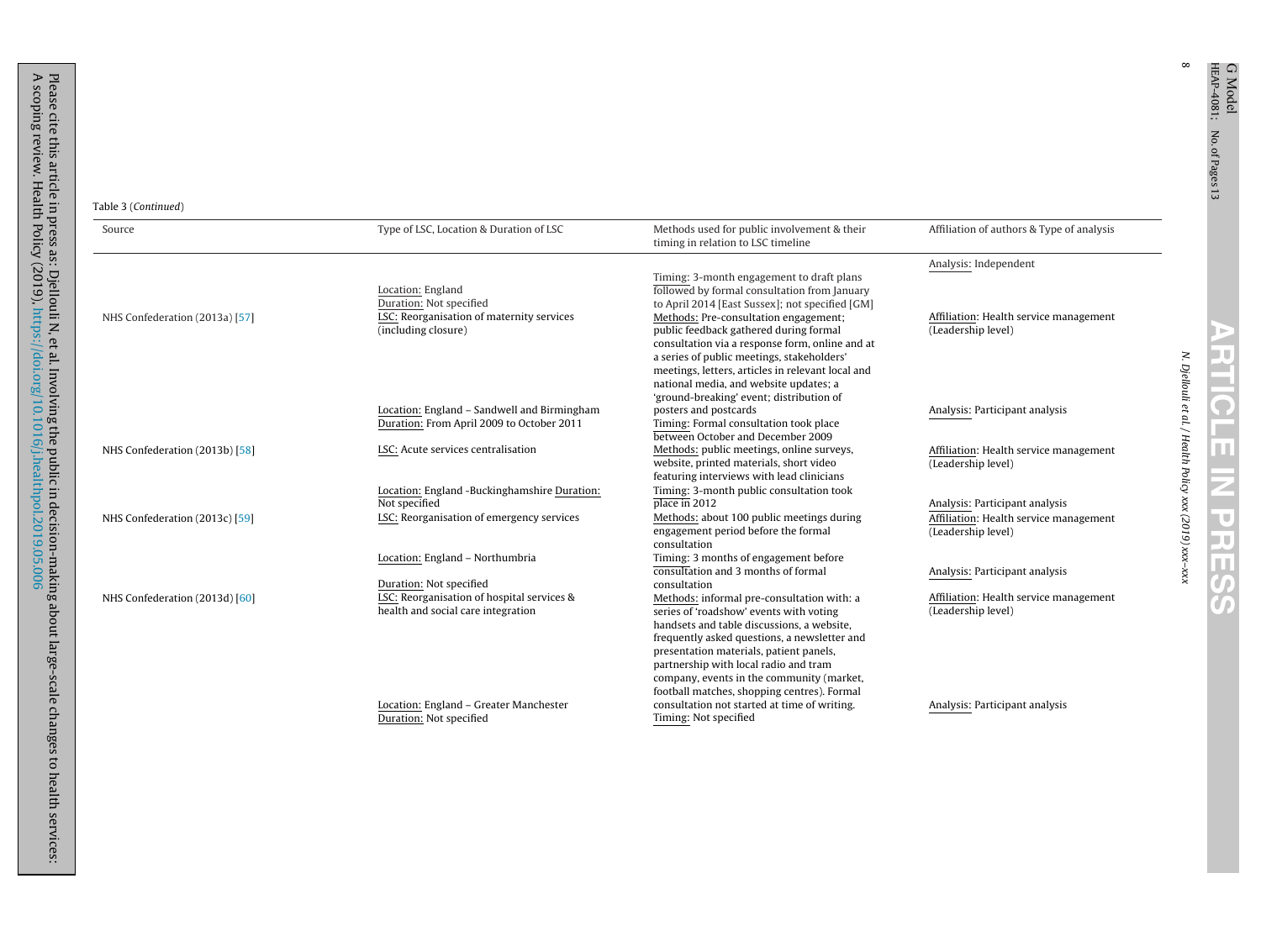Table 3 (*Continued*)

| Source | Type of LSC, Location & Duration of LSC | Methods used for public involvement & their timing in relation to LSC timeline | Affiliation of authors & Type of analysis |
|---|---|---|---|
| | | | Analysis: Independent |
| NHS Confederation (2013a) [57] | Location: England<br>Duration: Not specified<br>LSC: Reorganisation of maternity services (including closure) | Timing: 3-month engagement to draft plans followed by formal consultation from January to April 2014 [East Sussex]; not specified [GM]<br>Methods: Pre-consultation engagement; public feedback gathered during formal consultation via a response form, online and at a series of public meetings, stakeholders' meetings, letters, articles in relevant local and national media, and website updates; a 'ground-breaking' event; distribution of posters and postcards | Affiliation: Health service management (Leadership level)<br>Analysis: Participant analysis |
| NHS Confederation (2013b) [58] | Location: England – Sandwell and Birmingham<br>Duration: From April 2009 to October 2011<br>LSC: Acute services centralisation | Timing: Formal consultation took place between October and December 2009<br>Methods: public meetings, online surveys, website, printed materials, short video featuring interviews with lead clinicians | Affiliation: Health service management (Leadership level)<br>Analysis: Participant analysis |
| NHS Confederation (2013c) [59] | Location: England -Buckinghamshire Duration: Not specified<br>LSC: Reorganisation of emergency services | Timing: 3-month public consultation took place in 2012<br>Methods: about 100 public meetings during engagement period before the formal consultation | Affiliation: Health service management (Leadership level)<br>Analysis: Participant analysis |
| NHS Confederation (2013d) [60] | Location: England – Northumbria<br>Duration: Not specified<br>LSC: Reorganisation of hospital services & health and social care integration | Timing: 3 months of engagement before consultation and 3 months of formal consultation<br>Methods: informal pre-consultation with: a series of 'roadshow' events with voting handsets and table discussions, a website, frequently asked questions, a newsletter and presentation materials, patient panels, partnership with local radio and tram company, events in the community (market, football matches, shopping centres). Formal consultation not started at time of writing. | Affiliation: Health service management (Leadership level)<br>Analysis: Participant analysis |
| | Location: England – Greater Manchester<br>Duration: Not specified | Timing: Not specified | |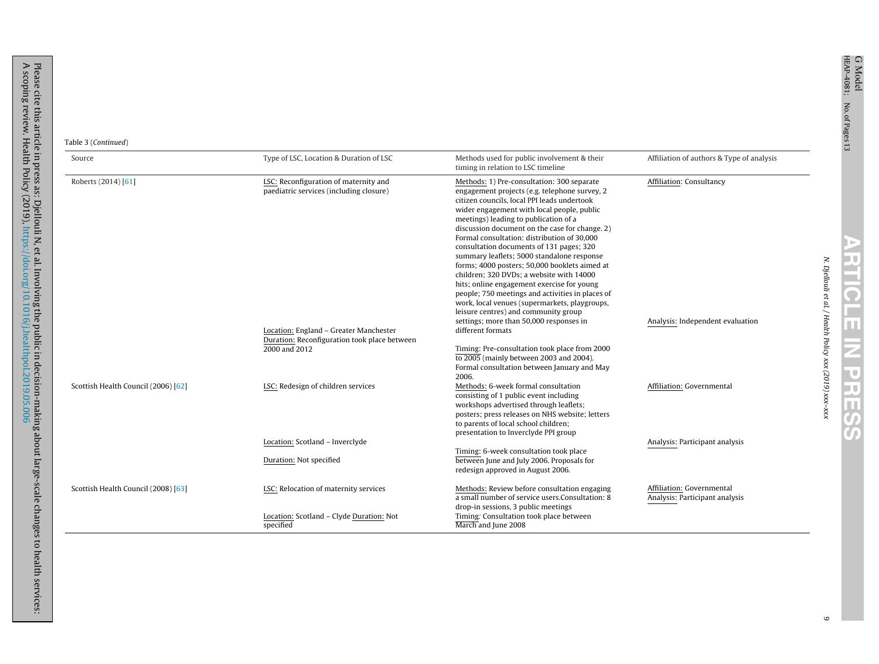Table 3 (*Continued*)

| Source | Type of LSC, Location & Duration of LSC | Methods used for public involvement & their timing in relation to LSC timeline | Affiliation of authors & Type of analysis |
|---|---|---|---|
| Roberts (2014) [61] | LSC: Reconfiguration of maternity and paediatric services (including closure)<br>Location: England – Greater Manchester<br>Duration: Reconfiguration took place between 2000 and 2012 | Methods: 1) Pre-consultation: 300 separate engagement projects (e.g. telephone survey, 2 citizen councils, local PPI leads undertook wider engagement with local people, public meetings) leading to publication of a discussion document on the case for change. 2) Formal consultation: distribution of 30,000 consultation documents of 131 pages; 320 summary leaflets; 5000 standalone response forms; 4000 posters; 50,000 booklets aimed at children; 320 DVDs; a website with 14000 hits; online engagement exercise for young people; 750 meetings and activities in places of work, local venues (supermarkets, playgroups, leisure centres) and community group settings; more than 50,000 responses in different formats<br>Timing: Pre-consultation took place from 2000 to 2005 (mainly between 2003 and 2004). Formal consultation between January and May 2006. | Affiliation: Consultancy<br>Analysis: Independent evaluation |
| Scottish Health Council (2006) [62] | LSC: Redesign of children services<br>Location: Scotland – Inverclyde<br>Duration: Not specified | Methods: 6-week formal consultation consisting of 1 public event including workshops advertised through leaflets; posters; press releases on NHS website; letters to parents of local school children; presentation to Inverclyde PPI group<br>Timing: 6-week consultation took place between June and July 2006. Proposals for redesign approved in August 2006. | Affiliation: Governmental<br>Analysis: Participant analysis |
| Scottish Health Council (2008) [63] | LSC: Relocation of maternity services<br>Location: Scotland – Clyde Duration: Not specified | Methods: Review before consultation engaging a small number of service users.Consultation: 8 drop-in sessions, 3 public meetings<br>Timing: Consultation took place between March and June 2008 | Affiliation: Governmental<br>Analysis: Participant analysis |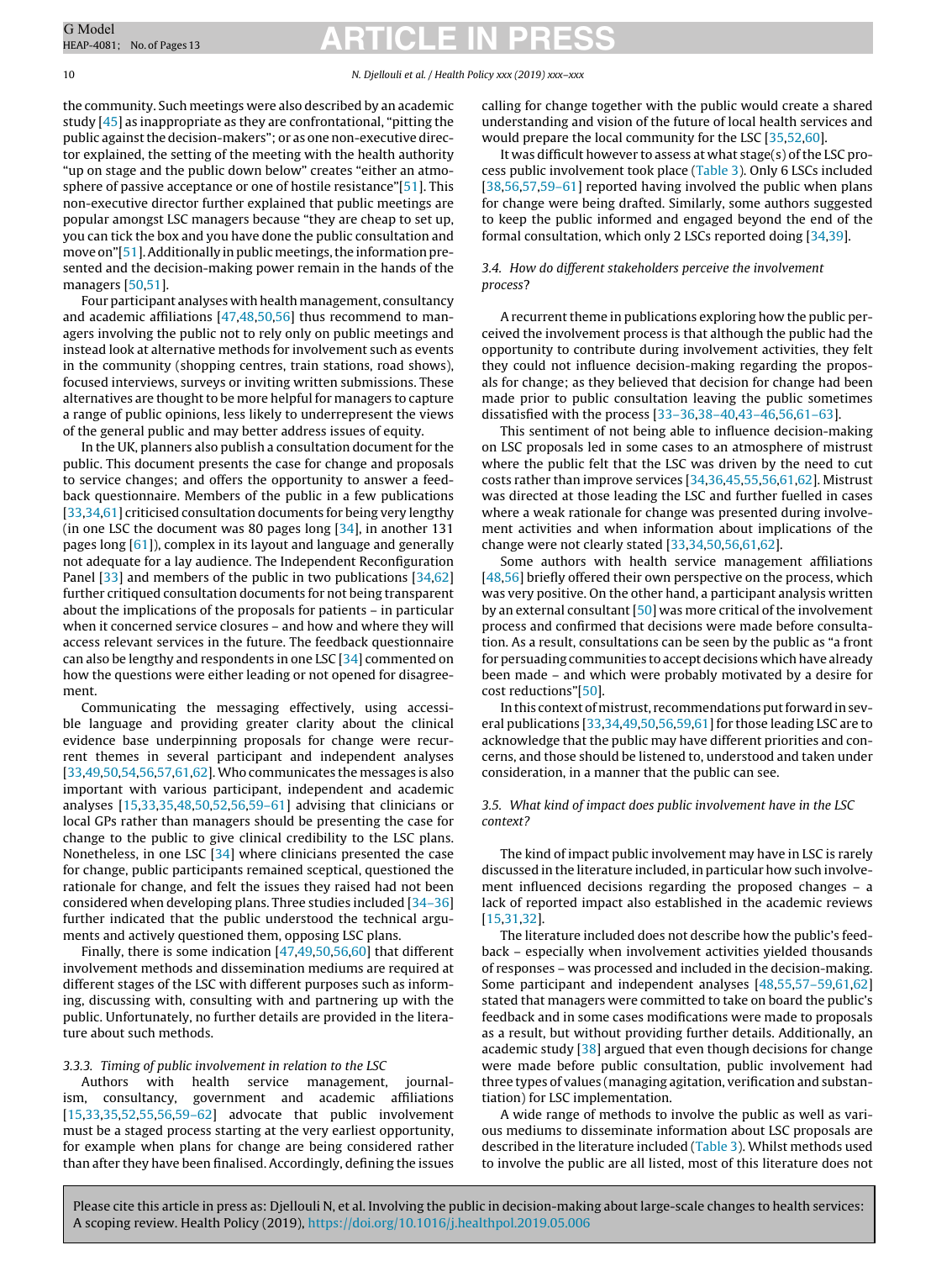the community. Such meetings were also described by an academic study [45] as inappropriate as they are confrontational, "pitting the public against the decision-makers"; or as one non-executive director explained, the setting of the meeting with the health authority "up on stage and the public down below" creates "either an atmosphere of passive acceptance or one of hostile resistance"[51]. This non-executive director further explained that public meetings are popular amongst LSC managers because "they are cheap to set up, you can tick the box and you have done the public consultation and move on"[51]. Additionally in public meetings, the information presented and the decision-making power remain in the hands of the managers [50,51].

Four participant analyses with health management, consultancy and academic affiliations [47,48,50,56] thus recommend to managers involving the public not to rely only on public meetings and instead look at alternative methods for involvement such as events in the community (shopping centres, train stations, road shows), focused interviews, surveys or inviting written submissions. These alternatives are thought to be more helpful for managers to capture a range of public opinions, less likely to underrepresent the views of the general public and may better address issues of equity.

In the UK, planners also publish a consultation document for the public. This document presents the case for change and proposals to service changes; and offers the opportunity to answer a feedback questionnaire. Members of the public in a few publications [33,34,61] criticised consultation documents for being very lengthy (in one LSC the document was 80 pages long [34], in another 131 pages long [61]), complex in its layout and language and generally not adequate for a lay audience. The Independent Reconfiguration Panel [33] and members of the public in two publications [34,62] further critiqued consultation documents for not being transparent about the implications of the proposals for patients – in particular when it concerned service closures – and how and where they will access relevant services in the future. The feedback questionnaire can also be lengthy and respondents in one LSC [34] commented on how the questions were either leading or not opened for disagreement.

Communicating the messaging effectively, using accessible language and providing greater clarity about the clinical evidence base underpinning proposals for change were recurrent themes in several participant and independent analyses [33,49,50,54,56,57,61,62]. Who communicates the messages is also important with various participant, independent and academic analyses [15,33,35,48,50,52,56,59–61] advising that clinicians or local GPs rather than managers should be presenting the case for change to the public to give clinical credibility to the LSC plans. Nonetheless, in one LSC [34] where clinicians presented the case for change, public participants remained sceptical, questioned the rationale for change, and felt the issues they raised had not been considered when developing plans. Three studies included [34–36] further indicated that the public understood the technical arguments and actively questioned them, opposing LSC plans.

Finally, there is some indication [47,49,50,56,60] that different involvement methods and dissemination mediums are required at different stages of the LSC with different purposes such as informing, discussing with, consulting with and partnering up with the public. Unfortunately, no further details are provided in the literature about such methods.

### 3.3.3. Timing of public involvement in relation to the LSC

Authors with health service management, journalism, consultancy, government and academic affiliations [15,33,35,52,55,56,59–62] advocate that public involvement must be a staged process starting at the very earliest opportunity, for example when plans for change are being considered rather than after they have been finalised. Accordingly, defining the issues calling for change together with the public would create a shared understanding and vision of the future of local health services and would prepare the local community for the LSC [35,52,60].

It was difficult however to assess at what stage(s) of the LSC process public involvement took place (Table 3). Only 6 LSCs included [38,56,57,59–61] reported having involved the public when plans for change were being drafted. Similarly, some authors suggested to keep the public informed and engaged beyond the end of the formal consultation, which only 2 LSCs reported doing [34,39].

### 3.4. How do different stakeholders perceive the involvement process?

A recurrent theme in publications exploring how the public perceived the involvement process is that although the public had the opportunity to contribute during involvement activities, they felt they could not influence decision-making regarding the proposals for change; as they believed that decision for change had been made prior to public consultation leaving the public sometimes dissatisfied with the process [33–36,38–40,43–46,56,61–63].

This sentiment of not being able to influence decision-making on LSC proposals led in some cases to an atmosphere of mistrust where the public felt that the LSC was driven by the need to cut costs rather than improve services [34,36,45,55,56,61,62]. Mistrust was directed at those leading the LSC and further fuelled in cases where a weak rationale for change was presented during involvement activities and when information about implications of the change were not clearly stated [33,34,50,56,61,62].

Some authors with health service management affiliations [48,56] briefly offered their own perspective on the process, which was very positive. On the other hand, a participant analysis written by an external consultant [50] was more critical of the involvement process and confirmed that decisions were made before consultation. As a result, consultations can be seen by the public as "a front for persuading communities to accept decisions which have already been made – and which were probably motivated by a desire for cost reductions"[50].

In this context of mistrust, recommendations put forward in several publications [33,34,49,50,56,59,61] for those leading LSC are to acknowledge that the public may have different priorities and concerns, and those should be listened to, understood and taken under consideration, in a manner that the public can see.

### 3.5. What kind of impact does public involvement have in the LSC context?

The kind of impact public involvement may have in LSC is rarely discussed in the literature included, in particular how such involvement influenced decisions regarding the proposed changes – a lack of reported impact also established in the academic reviews [15,31,32].

The literature included does not describe how the public's feedback – especially when involvement activities yielded thousands of responses – was processed and included in the decision-making. Some participant and independent analyses [48,55,57–59,61,62] stated that managers were committed to take on board the public's feedback and in some cases modifications were made to proposals as a result, but without providing further details. Additionally, an academic study [38] argued that even though decisions for change were made before public consultation, public involvement had three types of values (managing agitation, verification and substantiation) for LSC implementation.

A wide range of methods to involve the public as well as various mediums to disseminate information about LSC proposals are described in the literature included (Table 3). Whilst methods used to involve the public are all listed, most of this literature does not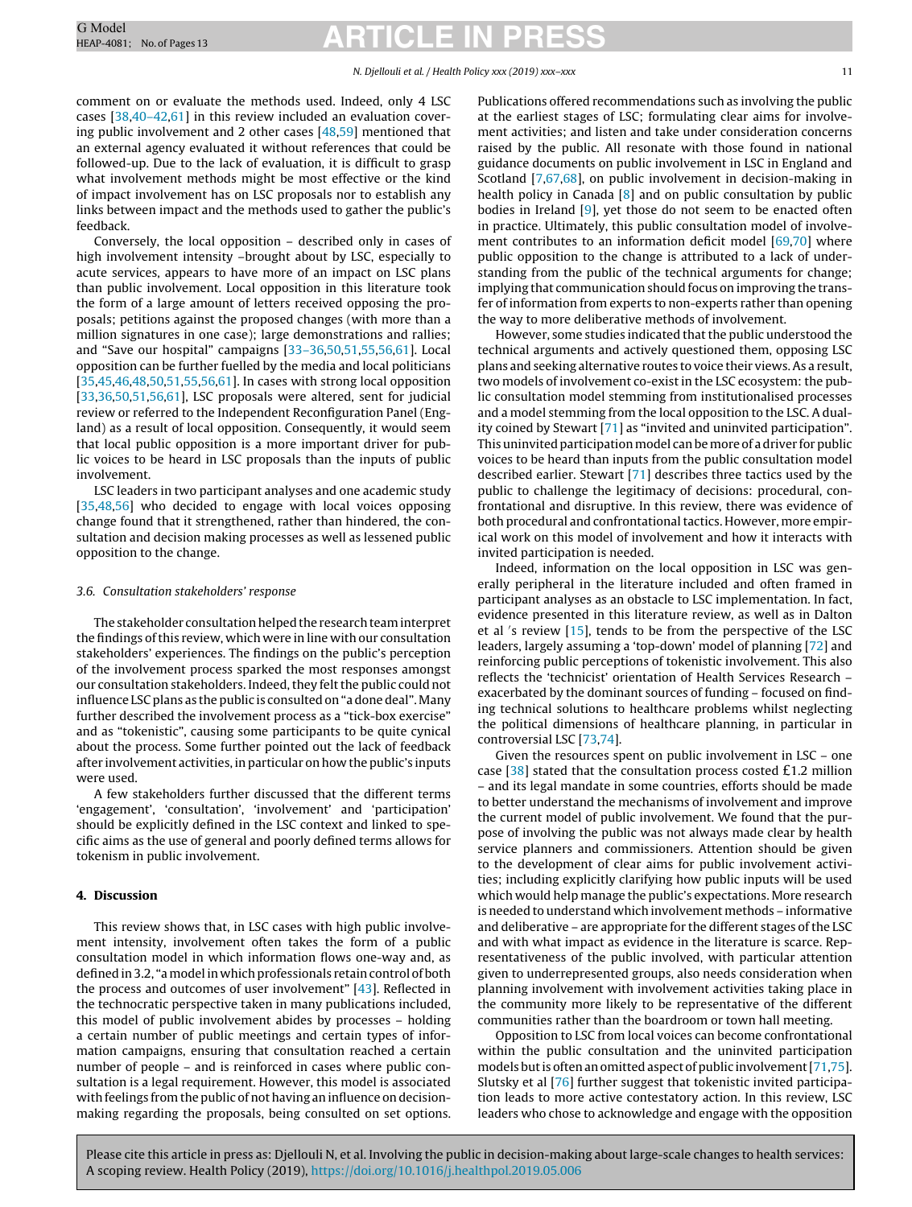comment on or evaluate the methods used. Indeed, only 4 LSC cases [38,40–42,61] in this review included an evaluation covering public involvement and 2 other cases [48,59] mentioned that an external agency evaluated it without references that could be followed-up. Due to the lack of evaluation, it is difficult to grasp what involvement methods might be most effective or the kind of impact involvement has on LSC proposals nor to establish any links between impact and the methods used to gather the public's feedback.

Conversely, the local opposition – described only in cases of high involvement intensity –brought about by LSC, especially to acute services, appears to have more of an impact on LSC plans than public involvement. Local opposition in this literature took the form of a large amount of letters received opposing the proposals; petitions against the proposed changes (with more than a million signatures in one case); large demonstrations and rallies; and "Save our hospital" campaigns [33–36,50,51,55,56,61]. Local opposition can be further fuelled by the media and local politicians [35,45,46,48,50,51,55,56,61]. In cases with strong local opposition [33,36,50,51,56,61], LSC proposals were altered, sent for judicial review or referred to the Independent Reconfiguration Panel (England) as a result of local opposition. Consequently, it would seem that local public opposition is a more important driver for public voices to be heard in LSC proposals than the inputs of public involvement.

LSC leaders in two participant analyses and one academic study [35,48,56] who decided to engage with local voices opposing change found that it strengthened, rather than hindered, the consultation and decision making processes as well as lessened public opposition to the change.

### 3.6. Consultation stakeholders' response

The stakeholder consultation helped the research team interpret the findings of this review, which were in line with our consultation stakeholders' experiences. The findings on the public's perception of the involvement process sparked the most responses amongst our consultation stakeholders. Indeed, they felt the public could not influence LSC plans as the public is consulted on "a done deal". Many further described the involvement process as a "tick-box exercise" and as "tokenistic", causing some participants to be quite cynical about the process. Some further pointed out the lack of feedback after involvement activities, in particular on how the public's inputs were used.

A few stakeholders further discussed that the different terms 'engagement', 'consultation', 'involvement' and 'participation' should be explicitly defined in the LSC context and linked to specific aims as the use of general and poorly defined terms allows for tokenism in public involvement.

## 4. Discussion

This review shows that, in LSC cases with high public involvement intensity, involvement often takes the form of a public consultation model in which information flows one-way and, as defined in 3.2, "a model in which professionals retain control of both the process and outcomes of user involvement" [43]. Reflected in the technocratic perspective taken in many publications included, this model of public involvement abides by processes – holding a certain number of public meetings and certain types of information campaigns, ensuring that consultation reached a certain number of people – and is reinforced in cases where public consultation is a legal requirement. However, this model is associated with feelings from the public of not having an influence on decision-making regarding the proposals, being consulted on set options. Publications offered recommendations such as involving the public at the earliest stages of LSC; formulating clear aims for involvement activities; and listen and take under consideration concerns raised by the public. All resonate with those found in national guidance documents on public involvement in LSC in England and Scotland [7,67,68], on public involvement in decision-making in health policy in Canada [8] and on public consultation by public bodies in Ireland [9], yet those do not seem to be enacted often in practice. Ultimately, this public consultation model of involvement contributes to an information deficit model [69,70] where public opposition to the change is attributed to a lack of understanding from the public of the technical arguments for change; implying that communication should focus on improving the transfer of information from experts to non-experts rather than opening the way to more deliberative methods of involvement.

However, some studies indicated that the public understood the technical arguments and actively questioned them, opposing LSC plans and seeking alternative routes to voice their views. As a result, two models of involvement co-exist in the LSC ecosystem: the public consultation model stemming from institutionalised processes and a model stemming from the local opposition to the LSC. A duality coined by Stewart [71] as "invited and uninvited participation". This uninvited participation model can be more of a driver for public voices to be heard than inputs from the public consultation model described earlier. Stewart [71] describes three tactics used by the public to challenge the legitimacy of decisions: procedural, confrontational and disruptive. In this review, there was evidence of both procedural and confrontational tactics. However, more empirical work on this model of involvement and how it interacts with invited participation is needed.

Indeed, information on the local opposition in LSC was generally peripheral in the literature included and often framed in participant analyses as an obstacle to LSC implementation. In fact, evidence presented in this literature review, as well as in Dalton et al 's review [15], tends to be from the perspective of the LSC leaders, largely assuming a 'top-down' model of planning [72] and reinforcing public perceptions of tokenistic involvement. This also reflects the 'technicist' orientation of Health Services Research – exacerbated by the dominant sources of funding – focused on finding technical solutions to healthcare problems whilst neglecting the political dimensions of healthcare planning, in particular in controversial LSC [73,74].

Given the resources spent on public involvement in LSC – one case [38] stated that the consultation process costed £1.2 million – and its legal mandate in some countries, efforts should be made to better understand the mechanisms of involvement and improve the current model of public involvement. We found that the purpose of involving the public was not always made clear by health service planners and commissioners. Attention should be given to the development of clear aims for public involvement activities; including explicitly clarifying how public inputs will be used which would help manage the public's expectations. More research is needed to understand which involvement methods – informative and deliberative – are appropriate for the different stages of the LSC and with what impact as evidence in the literature is scarce. Representativeness of the public involved, with particular attention given to underrepresented groups, also needs consideration when planning involvement with involvement activities taking place in the community more likely to be representative of the different communities rather than the boardroom or town hall meeting.

Opposition to LSC from local voices can become confrontational within the public consultation and the uninvited participation models but is often an omitted aspect of public involvement [71,75]. Slutsky et al [76] further suggest that tokenistic invited participation leads to more active contestatory action. In this review, LSC leaders who chose to acknowledge and engage with the opposition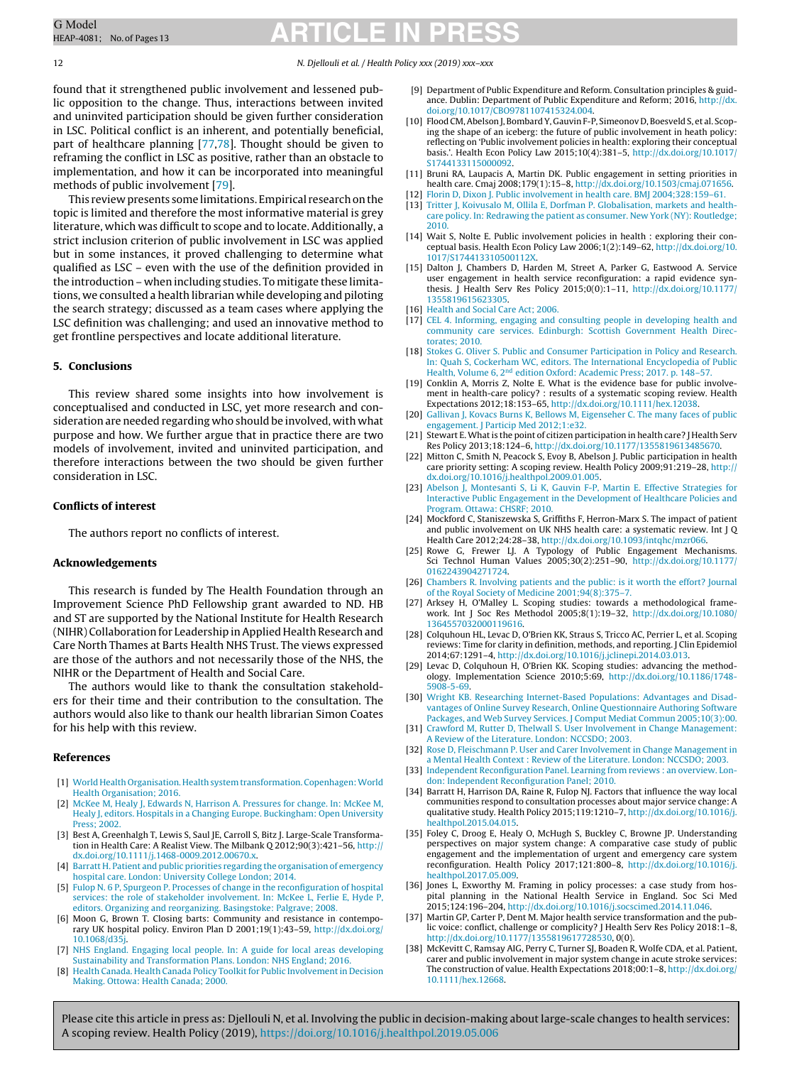found that it strengthened public involvement and lessened public opposition to the change. Thus, interactions between invited and uninvited participation should be given further consideration in LSC. Political conflict is an inherent, and potentially beneficial, part of healthcare planning [77,78]. Thought should be given to reframing the conflict in LSC as positive, rather than an obstacle to implementation, and how it can be incorporated into meaningful methods of public involvement [79].

This review presents some limitations. Empirical research on the topic is limited and therefore the most informative material is grey literature, which was difficult to scope and to locate. Additionally, a strict inclusion criterion of public involvement in LSC was applied but in some instances, it proved challenging to determine what qualified as LSC – even with the use of the definition provided in the introduction – when including studies. To mitigate these limitations, we consulted a health librarian while developing and piloting the search strategy; discussed as a team cases where applying the LSC definition was challenging; and used an innovative method to get frontline perspectives and locate additional literature.

## 5. Conclusions

This review shared some insights into how involvement is conceptualised and conducted in LSC, yet more research and consideration are needed regarding who should be involved, with what purpose and how. We further argue that in practice there are two models of involvement, invited and uninvited participation, and therefore interactions between the two should be given further consideration in LSC.

### Conflicts of interest

The authors report no conflicts of interest.

### Acknowledgements

This research is funded by The Health Foundation through an Improvement Science PhD Fellowship grant awarded to ND. HB and ST are supported by the National Institute for Health Research (NIHR) Collaboration for Leadership in Applied Health Research and Care North Thames at Barts Health NHS Trust. The views expressed are those of the authors and not necessarily those of the NHS, the NIHR or the Department of Health and Social Care.

The authors would like to thank the consultation stakeholders for their time and their contribution to the consultation. The authors would also like to thank our health librarian Simon Coates for his help with this review.

## References

[1] World Health Organisation. Health system transformation. Copenhagen: World Health Organisation; 2016.

[2] McKee M, Healy J, Edwards N, Harrison A. Pressures for change. In: McKee M, Healy J, editors. Hospitals in a Changing Europe. Buckingham: Open University Press; 2002.

[3] Best A, Greenhalgh T, Lewis S, Saul JE, Carroll S, Bitz J. Large-Scale Transformation in Health Care: A Realist View. The Milbank Q 2012;90(3):421–56, http://dx.doi.org/10.1111/j.1468-0009.2012.00670.x.

[4] Barratt H. Patient and public priorities regarding the organisation of emergency hospital care. London: University College London; 2016.

[5] Fulop N. 6 P, Spurgeon P. Processes of change in the reconfiguration of hospital services: the role of stakeholder involvement. In: McKee L, Ferlie E, Hyde P, editors. Organizing and reorganizing. Basingstoke: Palgrave; 2008.

[6] Moon G, Brown T. Closing barts: Community and resistance in contemporary UK hospital policy. Environ Plan D 2001;19(1):43–59, http://dx.doi.org/10.1068/d35j.

[7] NHS England. Engaging local people. In: A guide for local areas developing Sustainability and Transformation Plans. London: NHS England; 2016.

[8] Health Canada. Health Canada Policy Toolkit for Public Involvement in Decision Making. Ottowa: Health Canada; 2000.

[9] Department of Public Expenditure and Reform. Consultation principles & guidance. Dublin: Department of Public Expenditure and Reform; 2016, http://dx.doi.org/10.1017/CBO9781107415324.004.

[10] Flood CM, Abelson J, Bombard Y, Gauvin F-P, Simeonov D, Boesveld S, et al. Scoping the shape of an iceberg: the future of public involvement in heath policy: reflecting on 'Public involvement policies in health: exploring their conceptual basis.'. Health Econ Policy Law 2015;10(4):381–5, http://dx.doi.org/10.1017/S1744133115000092.

[11] Bruni RA, Laupacis A, Martin DK. Public engagement in setting priorities in health care. Cmaj 2008;179(1):15–8, http://dx.doi.org/10.1503/cmaj.071656.

[12] Florin D, Dixon J. Public involvement in health care. BMJ 2004;328:159–61.

[13] Tritter J, Koivusalo M, Ollila E, Dorfman P. Globalisation, markets and healthcare policy. In: Redrawing the patient as consumer. New York (NY): Routledge; 2010.

[14] Wait S, Nolte E. Public involvement policies in health : exploring their conceptual basis. Health Econ Policy Law 2006;1(2):149–62, http://dx.doi.org/10.1017/S174413310500112X.

[15] Dalton J, Chambers D, Harden M, Street A, Parker G, Eastwood A. Service user engagement in health service reconfiguration: a rapid evidence synthesis. J Health Serv Res Policy 2015;0(0):1–11, http://dx.doi.org/10.1177/1355819615623305.

[16] Health and Social Care Act; 2006.

[17] CEL 4. Informing, engaging and consulting people in developing health and community care services. Edinburgh: Scottish Government Health Directorates; 2010.

[18] Stokes G. Oliver S. Public and Consumer Participation in Policy and Research. In: Quah S, Cockerham WC, editors. The International Encyclopedia of Public Health, Volume 6, 2nd edition Oxford: Academic Press; 2017. p. 148–57.

[19] Conklin A, Morris Z, Nolte E. What is the evidence base for public involvement in health-care policy? : results of a systematic scoping review. Health Expectations 2012;18:153–65, http://dx.doi.org/10.1111/hex.12038.

[20] Gallivan J, Kovacs Burns K, Bellows M, Eigenseher C. The many faces of public engagement. J Particip Med 2012;1:e32.

[21] Stewart E. What is the point of citizen participation in health care? J Health Serv Res Policy 2013;18:124–6, http://dx.doi.org/10.1177/1355819613485670.

[22] Mitton C, Smith N, Peacock S, Evoy B, Abelson J. Public participation in health care priority setting: A scoping review. Health Policy 2009;91:219–28, http://dx.doi.org/10.1016/j.healthpol.2009.01.005.

[23] Abelson J, Montesanti S, Li K, Gauvin F-P, Martin E. Effective Strategies for Interactive Public Engagement in the Development of Healthcare Policies and Program. Ottawa: CHSRF; 2010.

[24] Mockford C, Staniszewska S, Griffiths F, Herron-Marx S. The impact of patient and public involvement on UK NHS health care: a systematic review. Int J Q Health Care 2012;24:28–38, http://dx.doi.org/10.1093/intqhc/mzr066.

[25] Rowe G, Frewer LJ. A Typology of Public Engagement Mechanisms. Sci Technol Human Values 2005;30(2):251–90, http://dx.doi.org/10.1177/0162243904271724.

[26] Chambers R. Involving patients and the public: is it worth the effort? Journal of the Royal Society of Medicine 2001;94(8):375–7.

[27] Arksey H, O'Malley L. Scoping studies: towards a methodological framework. Int J Soc Res Methodol 2005;8(1):19–32, http://dx.doi.org/10.1080/1364557032000119616.

[28] Colquhoun HL, Levac D, O'Brien KK, Straus S, Tricco AC, Perrier L, et al. Scoping reviews: Time for clarity in definition, methods, and reporting. J Clin Epidemiol 2014;67:1291–4, http://dx.doi.org/10.1016/j.jclinepi.2014.03.013.

[29] Levac D, Colquhoun H, O'Brien KK. Scoping studies: advancing the methodology. Implementation Science 2010;5:69, http://dx.doi.org/10.1186/1748-5908-5-69.

[30] Wright KB. Researching Internet-Based Populations: Advantages and Disadvantages of Online Survey Research, Online Questionnaire Authoring Software Packages, and Web Survey Services. J Comput Mediat Commun 2005;10(3):00.

[31] Crawford M, Rutter D, Thelwall S. User Involvement in Change Management: A Review of the Literature. London: NCCSDO; 2003.

[32] Rose D, Fleischmann P. User and Carer Involvement in Change Management in a Mental Health Context : Review of the Literature. London: NCCSDO; 2003.

[33] Independent Reconfiguration Panel. Learning from reviews : an overview. London: Independent Reconfiguration Panel; 2010.

[34] Barratt H, Harrison DA, Raine R, Fulop NJ. Factors that influence the way local communities respond to consultation processes about major service change: A qualitative study. Health Policy 2015;119:1210–7, http://dx.doi.org/10.1016/j.healthpol.2015.04.015.

[35] Foley C, Droog E, Healy O, McHugh S, Buckley C, Browne JP. Understanding perspectives on major system change: A comparative case study of public engagement and the implementation of urgent and emergency care system reconfiguration. Health Policy 2017;121:800–8, http://dx.doi.org/10.1016/j.healthpol.2017.05.009.

[36] Jones L, Exworthy M. Framing in policy processes: a case study from hospital planning in the National Health Service in England. Soc Sci Med 2015;124:196–204, http://dx.doi.org/10.1016/j.socscimed.2014.11.046.

[37] Martin GP, Carter P, Dent M. Major health service transformation and the public voice: conflict, challenge or complicity? J Health Serv Res Policy 2018:1–8, http://dx.doi.org/10.1177/1355819617728530, 0(0).

[38] McKevitt C, Ramsay AIG, Perry C, Turner SJ, Boaden R, Wolfe CDA, et al. Patient, carer and public involvement in major system change in acute stroke services: The construction of value. Health Expectations 2018;00:1–8, http://dx.doi.org/10.1111/hex.12668.

Please cite this article in press as: Djellouli N, et al. Involving the public in decision-making about large-scale changes to health services: A scoping review. Health Policy (2019), https://doi.org/10.1016/j.healthpol.2019.05.006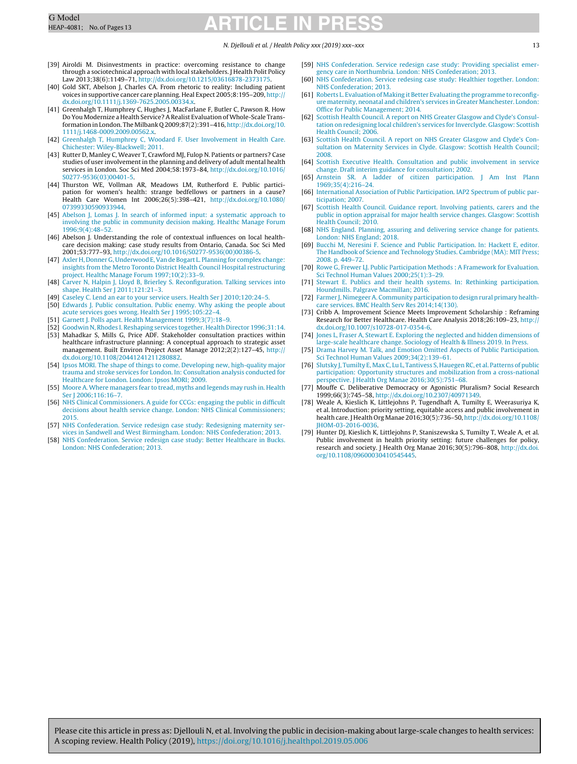[39] Airoldi M. Disinvestments in practice: overcoming resistance to change through a sociotechnical approach with local stakeholders. J Health Polit Policy Law 2013;38(6):1149–71, http://dx.doi.org/10.1215/03616878-2373175.

[40] Gold SKT, Abelson J, Charles CA. From rhetoric to reality: Including patient voices in supportive cancer care planning. Heal Expect 2005;8:195–209, http://dx.doi.org/10.1111/j.1369-7625.2005.00334.x.

[41] Greenhalgh T, Humphrey C, Hughes J, MacFarlane F, Butler C, Pawson R. How Do You Modernize a Health Service? A Realist Evaluation of Whole-Scale Transformation in London. The Milbank Q 2009;87(2):391–416, http://dx.doi.org/10.1111/j.1468-0009.2009.00562.x.

[42] Greenhalgh T, Humphrey C, Woodard F. User Involvement in Health Care. Chichester: Wiley-Blackwell; 2011.

[43] Rutter D, Manley C, Weaver T, Crawford MJ, Fulop N. Patients or partners? Case studies of user involvement in the planning and delivery of adult mental health services in London. Soc Sci Med 2004;58:1973–84, http://dx.doi.org/10.1016/S0277-9536(03)00401-5.

[44] Thurston WE, Vollman AR, Meadows LM, Rutherford E. Public participation for women's health: strange bedfellows or partners in a cause? Health Care Women Int 2006;26(5):398–421, http://dx.doi.org/10.1080/07399330590933944.

[45] Abelson J, Lomas J. In search of informed input: a systematic approach to involving the public in community decision making. Healthc Manage Forum 1996;9(4):48–52.

[46] Abelson J. Understanding the role of contextual influences on local health-care decision making: case study results from Ontario, Canada. Soc Sci Med 2001;53:777–93, http://dx.doi.org/10.1016/S0277-9536(00)00386-5.

[47] Axler H, Donner G, Underwood E, Van de Bogart L. Planning for complex change: insights from the Metro Toronto District Health Council Hospital restructuring project. Healthc Manage Forum 1997;10(2):33–9.

[48] Carver N, Halpin J, Lloyd B, Brierley S. Reconfiguration. Talking services into shape. Health Ser J 2011;121:21–3.

[49] Caseley C. Lend an ear to your service users. Health Ser J 2010;120:24–5.

[50] Edwards J. Public consultation. Public enemy. Why asking the people about acute services goes wrong. Health Ser J 1995;105:22–4.

[51] Garnett J. Polls apart. Health Management 1999;3(7):18–9.

[52] Goodwin N, Rhodes I. Reshaping services together. Health Director 1996;31:14.

[53] Mahadkar S, Mills G, Price ADF. Stakeholder consultation practices within healthcare infrastructure planning: A conceptual approach to strategic asset management. Built Environ Project Asset Manage 2012;2(2):127–45, http://dx.doi.org/10.1108/20441241211280882.

[54] Ipsos MORI. The shape of things to come. Developing new, high-quality major trauma and stroke services for London. In: Consultation analysis conducted for Healthcare for London. London: Ipsos MORI; 2009.

[55] Moore A. Where managers fear to tread, myths and legends may rush in. Health Ser J 2006;116:16–7.

[56] NHS Clinical Commissioners. A guide for CCGs: engaging the public in difficult decisions about health service change. London: NHS Clinical Commissioners; 2015.

[57] NHS Confederation. Service redesign case study: Redesigning maternity services in Sandwell and West Birmingham. London: NHS Confederation; 2013.

[58] NHS Confederation. Service redesign case study: Better Healthcare in Bucks. London: NHS Confederation; 2013.

[59] NHS Confederation. Service redesign case study: Providing specialist emergency care in Northumbria. London: NHS Confederation; 2013.

[60] NHS Confederation. Service redesing case study: Healthier together. London: NHS Confederation; 2013.

[61] Roberts L. Evaluation of Making it Better Evaluating the programme to reconfigure maternity, neonatal and children's services in Greater Manchester. London: Office for Public Management; 2014.

[62] Scottish Health Council. A report on NHS Greater Glasgow and Clyde's Consultation on redesigning local children's services for Inverclyde. Glasgow: Scottish Health Council; 2006.

[63] Scottish Health Council. A report on NHS Greater Glasgow and Clyde's Consultation on Maternity Services in Clyde. Glasgow: Scottish Health Council; 2008.

[64] Scottish Executive Health. Consultation and public involvement in service change. Draft interim guidance for consultation; 2002.

[65] Arnstein SR. A ladder of citizen participation. J Am Inst Plann 1969;35(4):216–24.

[66] International Association of Public Participation. IAP2 Spectrum of public participation; 2007.

[67] Scottish Health Council. Guidance report. Involving patients, carers and the public in option appraisal for major health service changes. Glasgow: Scottish Health Council; 2010.

[68] NHS England. Planning, assuring and delivering service change for patients. London: NHS England; 2018.

[69] Bucchi M, Neresini F. Science and Public Participation. In: Hackett E, editor. The Handbook of Science and Technology Studies. Cambridge (MA): MIT Press; 2008. p. 449–72.

[70] Rowe G, Frewer LJ. Public Participation Methods : A Framework for Evaluation. Sci Technol Human Values 2000;25(1):3–29.

[71] Stewart E. Publics and their health systems. In: Rethinking participation. Houndmills. Palgrave Macmillan; 2016.

[72] Farmer J, Nimegeer A. Community participation to design rural primary healthcare services. BMC Health Serv Res 2014;14(130).

[73] Cribb A. Improvement Science Meets Improvement Scholarship : Reframing Research for Better Healthcare. Health Care Analysis 2018;26:109–23, http://dx.doi.org/10.1007/s10728-017-0354-6.

[74] Jones L, Fraser A, Stewart E. Exploring the neglected and hidden dimensions of large-scale healthcare change. Sociology of Health & Illness 2019. In Press.

[75] Drama Harvey M. Talk, and Emotion Omitted Aspects of Public Participation. Sci Technol Human Values 2009;34(2):139–61.

[76] Slutsky J, Tumilty E, Max C, Lu L, Tantivess S, Hauegen RC, et al. Patterns of public participation: Opportunity structures and mobilization from a cross-national perspective. J Health Org Manae 2016;30(5):751–68.

[77] Mouffe C. Deliberative Democracy or Agonistic Pluralism? Social Research 1999;66(3):745–58, http://dx.doi.org/10.2307/40971349.

[78] Weale A, Kieslich K, Littlejohns P, Tugendhaft A, Tumilty E, Weerasuriya K, et al. Introduction: priority setting, equitable access and public involvement in health care. J Health Org Manae 2016;30(5):736–50, http://dx.doi.org/10.1108/JHOM-03-2016-0036.

[79] Hunter DJ, Kieslich K, Littlejohns P, Staniszewska S, Tumilty T, Weale A, et al. Public involvement in health priority setting: future challenges for policy, research and society. J Health Org Manae 2016;30(5):796–808, http://dx.doi.org/10.1108/09600030410545445.